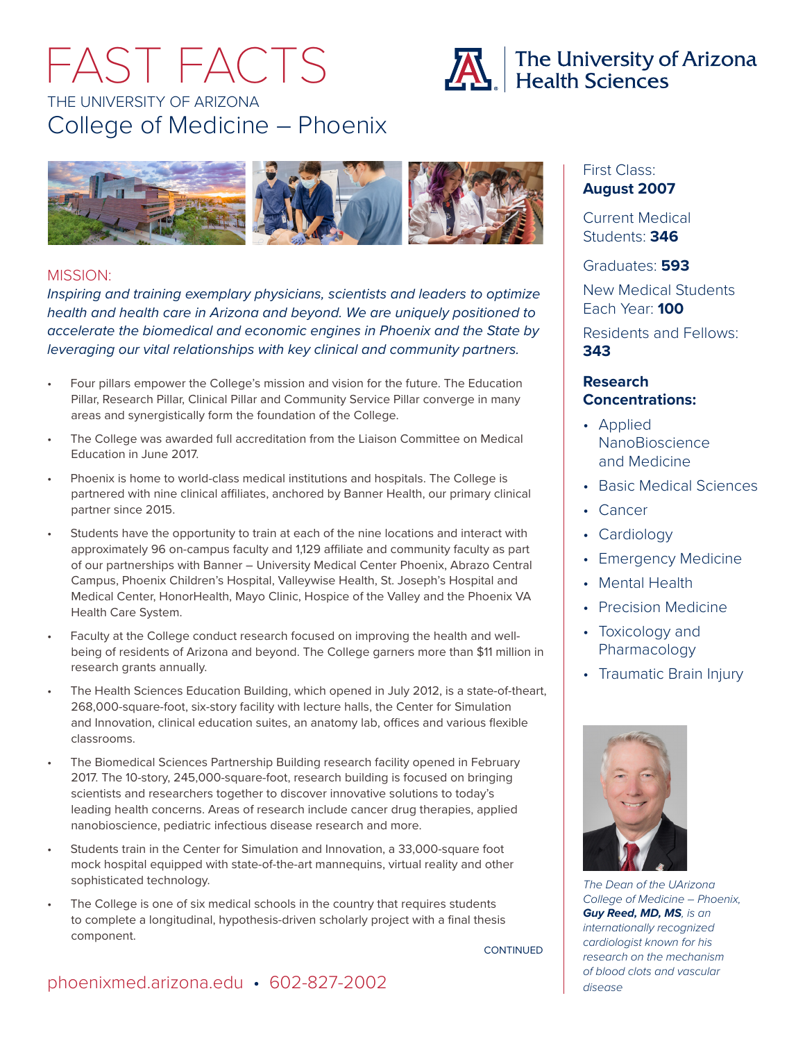# FAST FACTS

THE UNIVERSITY OF ARIZONA

## College of Medicine – Phoenix

The University of Arizona Health Sciences

### MISSION:

*Inspiring and training exemplary physicians, scientists and leaders to optimize health and health care in Arizona and beyond. We are uniquely positioned to accelerate the biomedical and economic engines in Phoenix and the State by leveraging our vital relationships with key clinical and community partners.*

- Four pillars empower the College's mission and vision for the future. The Education Pillar, Research Pillar, Clinical Pillar and Community Service Pillar converge in many areas and synergistically form the foundation of the College.
- The College was awarded full accreditation from the Liaison Committee on Medical Education in June 2017.
- Phoenix is home to world-class medical institutions and hospitals. The College is partnered with nine clinical affiliates, anchored by Banner Health, our primary clinical partner since 2015.
- Students have the opportunity to train at each of the nine locations and interact with approximately 96 on-campus faculty and 1,129 affiliate and community faculty as part of our partnerships with Banner – University Medical Center Phoenix, Abrazo Central Campus, Phoenix Children's Hospital, Valleywise Health, St. Joseph's Hospital and Medical Center, HonorHealth, Mayo Clinic, Hospice of the Valley and the Phoenix VA Health Care System.
- Faculty at the College conduct research focused on improving the health and well-being of residents of Arizona and beyond. The College garners more than $11 million in research grants annually.
- The Health Sciences Education Building, which opened in July 2012, is a state-of-theart, 268,000-square-foot, six-story facility with lecture halls, the Center for Simulation and Innovation, clinical education suites, an anatomy lab, offices and various flexible classrooms.
- The Biomedical Sciences Partnership Building research facility opened in February 2017. The 10-story, 245,000-square-foot, research building is focused on bringing scientists and researchers together to discover innovative solutions to today's leading health concerns. Areas of research include cancer drug therapies, applied nanobioscience, pediatric infectious disease research and more.
- Students train in the Center for Simulation and Innovation, a 33,000-square foot mock hospital equipped with state-of-the-art mannequins, virtual reality and other sophisticated technology.
- The College is one of six medical schools in the country that requires students to complete a longitudinal, hypothesis-driven scholarly project with a final thesis component.

CONTINUED

First Class: **August 2007**

Current Medical Students: **346**

Graduates: **593**

New Medical Students Each Year: **100**

Residents and Fellows: **343**

**Research Concentrations:**

- Applied NanoBioscience and Medicine
- Basic Medical Sciences
- Cancer
- Cardiology
- Emergency Medicine
- Mental Health
- Precision Medicine
- Toxicology and Pharmacology
- Traumatic Brain Injury

*The Dean of the UArizona College of Medicine – Phoenix, **Guy Reed, MD, MS**, is an internationally recognized cardiologist known for his research on the mechanism of blood clots and vascular disease*

phoenixmed.arizona.edu • 602-827-2002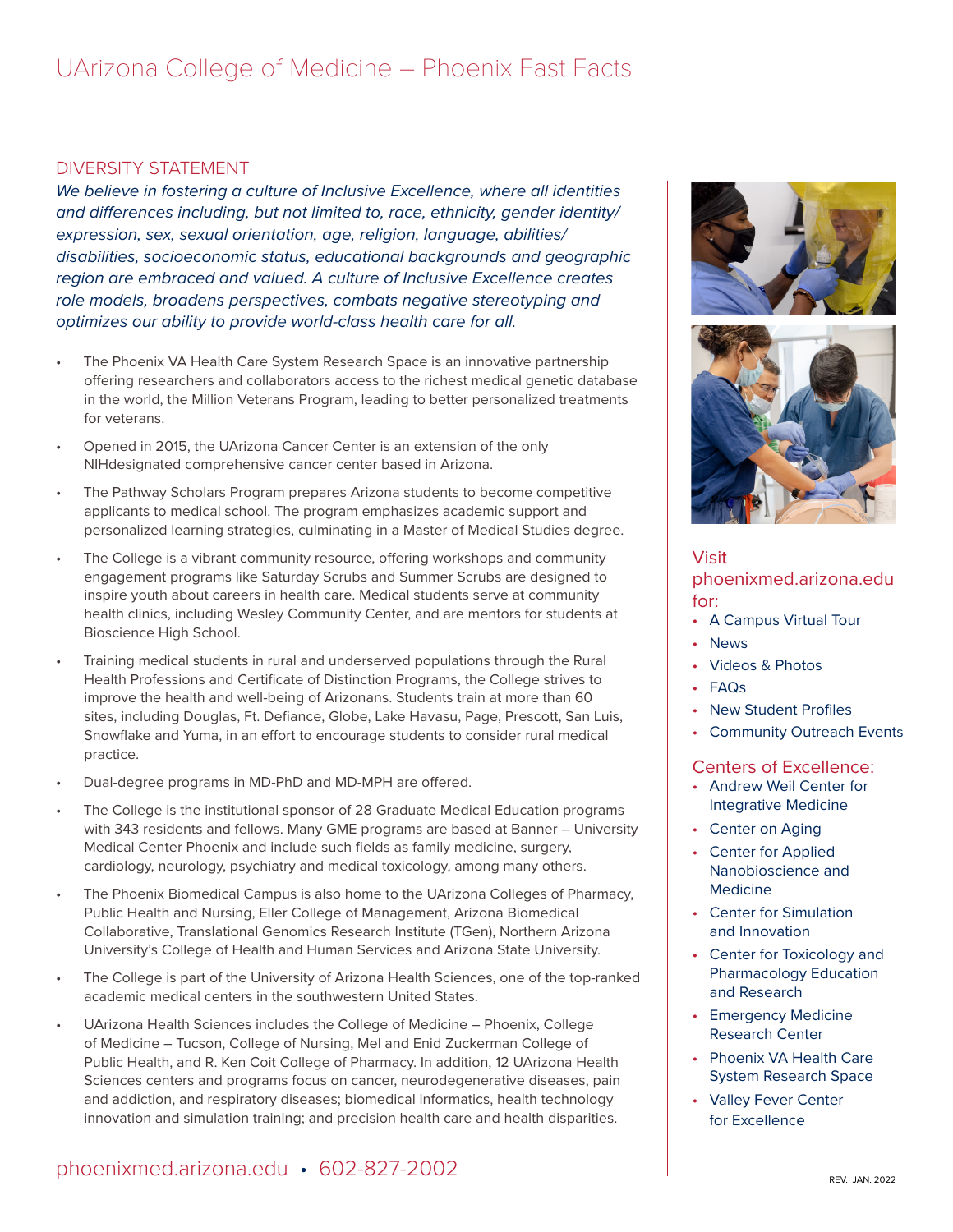# UArizona College of Medicine – Phoenix Fast Facts

## DIVERSITY STATEMENT

*We believe in fostering a culture of Inclusive Excellence, where all identities and differences including, but not limited to, race, ethnicity, gender identity/ expression, sex, sexual orientation, age, religion, language, abilities/ disabilities, socioeconomic status, educational backgrounds and geographic region are embraced and valued. A culture of Inclusive Excellence creates role models, broadens perspectives, combats negative stereotyping and optimizes our ability to provide world-class health care for all.*

- The Phoenix VA Health Care System Research Space is an innovative partnership offering researchers and collaborators access to the richest medical genetic database in the world, the Million Veterans Program, leading to better personalized treatments for veterans.
- Opened in 2015, the UArizona Cancer Center is an extension of the only NIHdesignated comprehensive cancer center based in Arizona.
- The Pathway Scholars Program prepares Arizona students to become competitive applicants to medical school. The program emphasizes academic support and personalized learning strategies, culminating in a Master of Medical Studies degree.
- The College is a vibrant community resource, offering workshops and community engagement programs like Saturday Scrubs and Summer Scrubs are designed to inspire youth about careers in health care. Medical students serve at community health clinics, including Wesley Community Center, and are mentors for students at Bioscience High School.
- Training medical students in rural and underserved populations through the Rural Health Professions and Certificate of Distinction Programs, the College strives to improve the health and well-being of Arizonans. Students train at more than 60 sites, including Douglas, Ft. Defiance, Globe, Lake Havasu, Page, Prescott, San Luis, Snowflake and Yuma, in an effort to encourage students to consider rural medical practice.
- Dual-degree programs in MD-PhD and MD-MPH are offered.
- The College is the institutional sponsor of 28 Graduate Medical Education programs with 343 residents and fellows. Many GME programs are based at Banner – University Medical Center Phoenix and include such fields as family medicine, surgery, cardiology, neurology, psychiatry and medical toxicology, among many others.
- The Phoenix Biomedical Campus is also home to the UArizona Colleges of Pharmacy, Public Health and Nursing, Eller College of Management, Arizona Biomedical Collaborative, Translational Genomics Research Institute (TGen), Northern Arizona University's College of Health and Human Services and Arizona State University.
- The College is part of the University of Arizona Health Sciences, one of the top-ranked academic medical centers in the southwestern United States.
- UArizona Health Sciences includes the College of Medicine – Phoenix, College of Medicine – Tucson, College of Nursing, Mel and Enid Zuckerman College of Public Health, and R. Ken Coit College of Pharmacy. In addition, 12 UArizona Health Sciences centers and programs focus on cancer, neurodegenerative diseases, pain and addiction, and respiratory diseases; biomedical informatics, health technology innovation and simulation training; and precision health care and health disparities.

## Visit phoenixmed.arizona.edu for:

- A Campus Virtual Tour
- News
- Videos & Photos
- FAQs
- New Student Profiles
- Community Outreach Events

## Centers of Excellence:

- Andrew Weil Center for Integrative Medicine
- Center on Aging
- Center for Applied Nanobioscience and Medicine
- Center for Simulation and Innovation
- Center for Toxicology and Pharmacology Education and Research
- Emergency Medicine Research Center
- Phoenix VA Health Care System Research Space
- Valley Fever Center for Excellence

phoenixmed.arizona.edu • 602-827-2002

REV. JAN. 2022